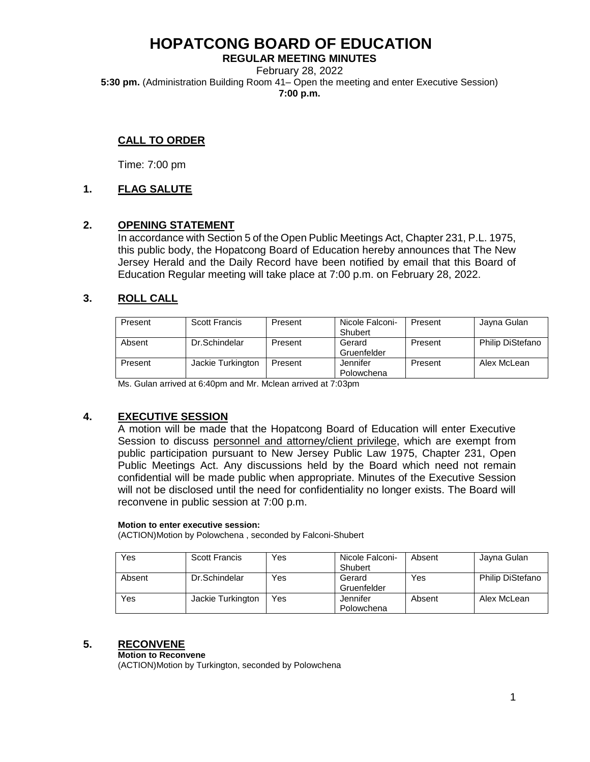# HOPATCONG BOARD OF EDUCATION

**REGULAR MEETING MINUTES**

February 28, 2022

**5:30 pm.** (Administration Building Room 41– Open the meeting and enter Executive Session)

**7:00 p.m.**

## CALL TO ORDER

Time: 7:00 pm

## 1. FLAG SALUTE

## 2. OPENING STATEMENT

In accordance with Section 5 of the Open Public Meetings Act, Chapter 231, P.L. 1975, this public body, the Hopatcong Board of Education hereby announces that The New Jersey Herald and the Daily Record have been notified by email that this Board of Education Regular meeting will take place at 7:00 p.m. on February 28, 2022.

## 3. ROLL CALL

| | | | | | |
|---|---|---|---|---|---|
| Present | Scott Francis | Present | Nicole Falconi-Shubert | Present | Jayna Gulan |
| Absent | Dr.Schindelar | Present | Gerard Gruenfelder | Present | Philip DiStefano |
| Present | Jackie Turkington | Present | Jennifer Polowchena | Present | Alex McLean |

Ms. Gulan arrived at 6:40pm and Mr. Mclean arrived at 7:03pm

## 4. EXECUTIVE SESSION

A motion will be made that the Hopatcong Board of Education will enter Executive Session to discuss personnel and attorney/client privilege, which are exempt from public participation pursuant to New Jersey Public Law 1975, Chapter 231, Open Public Meetings Act. Any discussions held by the Board which need not remain confidential will be made public when appropriate. Minutes of the Executive Session will not be disclosed until the need for confidentiality no longer exists. The Board will reconvene in public session at 7:00 p.m.

**Motion to enter executive session:**

(ACTION)Motion by Polowchena , seconded by Falconi-Shubert

| | | | | | |
|---|---|---|---|---|---|
| Yes | Scott Francis | Yes | Nicole Falconi-Shubert | Absent | Jayna Gulan |
| Absent | Dr.Schindelar | Yes | Gerard Gruenfelder | Yes | Philip DiStefano |
| Yes | Jackie Turkington | Yes | Jennifer Polowchena | Absent | Alex McLean |

## 5. RECONVENE

**Motion to Reconvene**

(ACTION)Motion by Turkington, seconded by Polowchena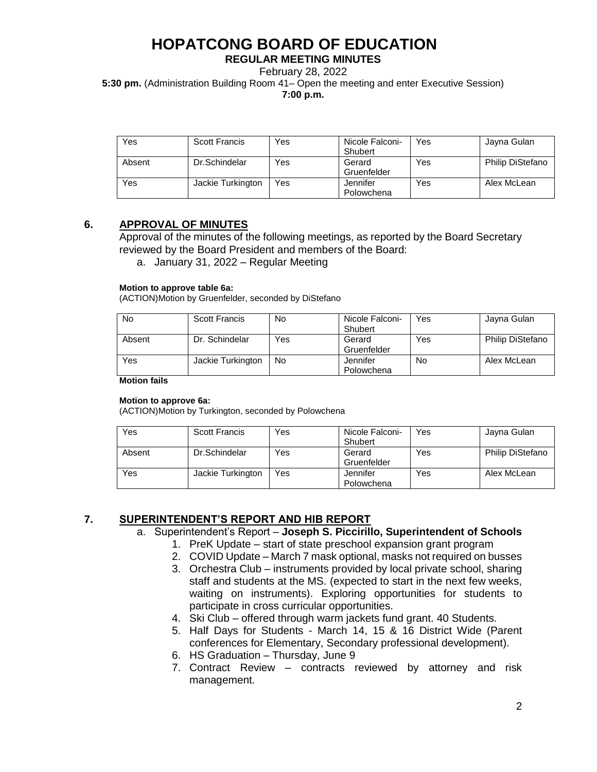# HOPATCONG BOARD OF EDUCATION

**REGULAR MEETING MINUTES**

February 28, 2022

**5:30 pm.** (Administration Building Room 41– Open the meeting and enter Executive Session)

**7:00 p.m.**

| Yes | Scott Francis | Yes | Nicole Falconi-Shubert | Yes | Jayna Gulan |
|---|---|---|---|---|---|
| Absent | Dr.Schindelar | Yes | Gerard Gruenfelder | Yes | Philip DiStefano |
| Yes | Jackie Turkington | Yes | Jennifer Polowchena | Yes | Alex McLean |

## 6. APPROVAL OF MINUTES

Approval of the minutes of the following meetings, as reported by the Board Secretary reviewed by the Board President and members of the Board:

a. January 31, 2022 – Regular Meeting

**Motion to approve table 6a:**

(ACTION)Motion by Gruenfelder, seconded by DiStefano

| No | Scott Francis | No | Nicole Falconi-Shubert | Yes | Jayna Gulan |
|---|---|---|---|---|---|
| Absent | Dr. Schindelar | Yes | Gerard Gruenfelder | Yes | Philip DiStefano |
| Yes | Jackie Turkington | No | Jennifer Polowchena | No | Alex McLean |

**Motion fails**

**Motion to approve 6a:**

(ACTION)Motion by Turkington, seconded by Polowchena

| Yes | Scott Francis | Yes | Nicole Falconi-Shubert | Yes | Jayna Gulan |
|---|---|---|---|---|---|
| Absent | Dr.Schindelar | Yes | Gerard Gruenfelder | Yes | Philip DiStefano |
| Yes | Jackie Turkington | Yes | Jennifer Polowchena | Yes | Alex McLean |

## 7. SUPERINTENDENT'S REPORT AND HIB REPORT

a. Superintendent's Report – **Joseph S. Piccirillo, Superintendent of Schools**

1. PreK Update – start of state preschool expansion grant program
2. COVID Update – March 7 mask optional, masks not required on busses
3. Orchestra Club – instruments provided by local private school, sharing staff and students at the MS. (expected to start in the next few weeks, waiting on instruments). Exploring opportunities for students to participate in cross curricular opportunities.
4. Ski Club – offered through warm jackets fund grant. 40 Students.
5. Half Days for Students - March 14, 15 & 16 District Wide (Parent conferences for Elementary, Secondary professional development).
6. HS Graduation – Thursday, June 9
7. Contract Review – contracts reviewed by attorney and risk management.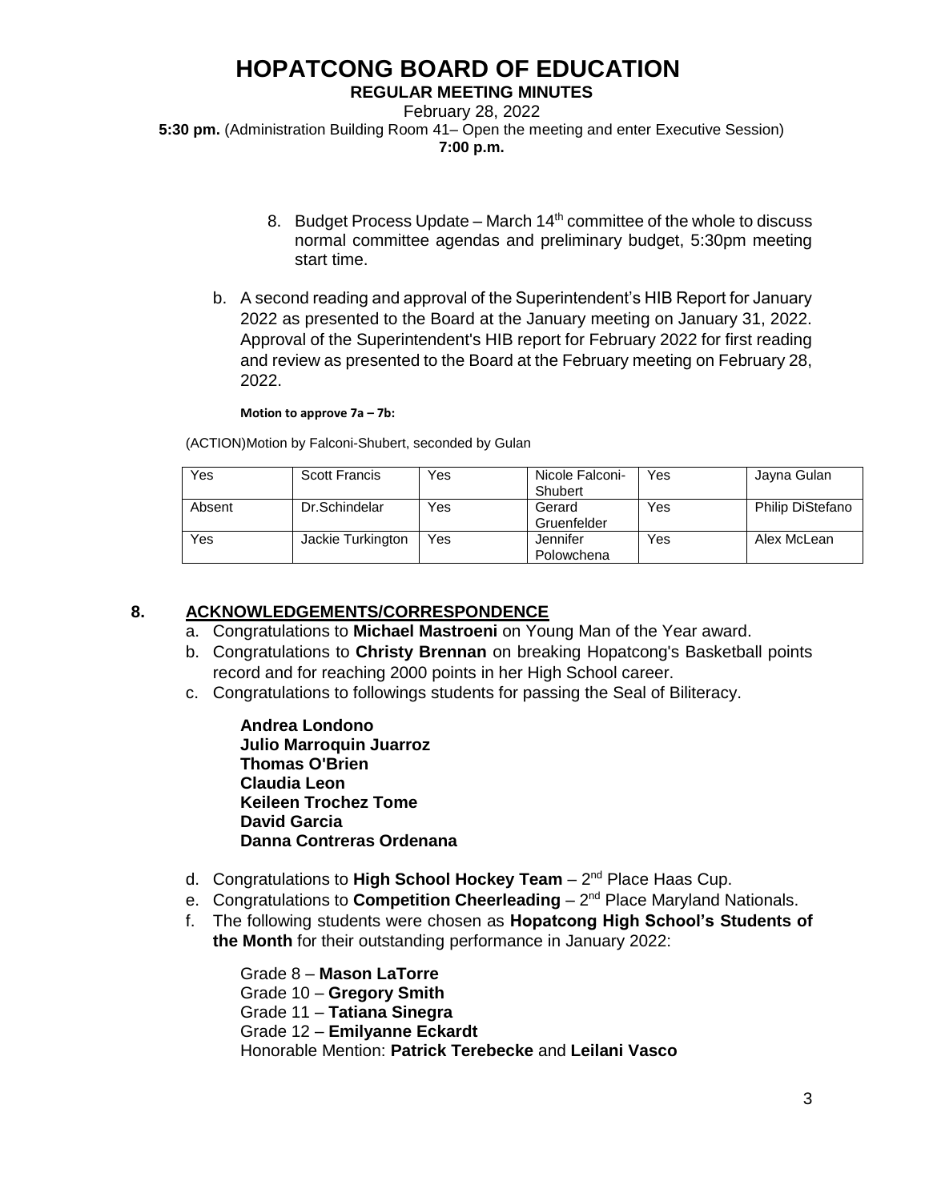# HOPATCONG BOARD OF EDUCATION

**REGULAR MEETING MINUTES**

February 28, 2022

**5:30 pm.** (Administration Building Room 41– Open the meeting and enter Executive Session)

**7:00 p.m.**

8. Budget Process Update – March 14th committee of the whole to discuss normal committee agendas and preliminary budget, 5:30pm meeting start time.

b. A second reading and approval of the Superintendent's HIB Report for January 2022 as presented to the Board at the January meeting on January 31, 2022. Approval of the Superintendent's HIB report for February 2022 for first reading and review as presented to the Board at the February meeting on February 28, 2022.

**Motion to approve 7a – 7b:**

(ACTION)Motion by Falconi-Shubert, seconded by Gulan

| | | | | | |
|---|---|---|---|---|---|
| Yes | Scott Francis | Yes | Nicole Falconi-Shubert | Yes | Jayna Gulan |
| Absent | Dr.Schindelar | Yes | Gerard Gruenfelder | Yes | Philip DiStefano |
| Yes | Jackie Turkington | Yes | Jennifer Polowchena | Yes | Alex McLean |

## 8. ACKNOWLEDGEMENTS/CORRESPONDENCE

a. Congratulations to **Michael Mastroeni** on Young Man of the Year award.

b. Congratulations to **Christy Brennan** on breaking Hopatcong's Basketball points record and for reaching 2000 points in her High School career.

c. Congratulations to followings students for passing the Seal of Biliteracy.

**Andrea Londono**
**Julio Marroquin Juarroz**
**Thomas O'Brien**
**Claudia Leon**
**Keileen Trochez Tome**
**David Garcia**
**Danna Contreras Ordenana**

d. Congratulations to **High School Hockey Team** – 2nd Place Haas Cup.

e. Congratulations to **Competition Cheerleading** – 2nd Place Maryland Nationals.

f. The following students were chosen as **Hopatcong High School's Students of the Month** for their outstanding performance in January 2022:

Grade 8 – **Mason LaTorre**
Grade 10 – **Gregory Smith**
Grade 11 – **Tatiana Sinegra**
Grade 12 – **Emilyanne Eckardt**
Honorable Mention: **Patrick Terebecke** and **Leilani Vasco**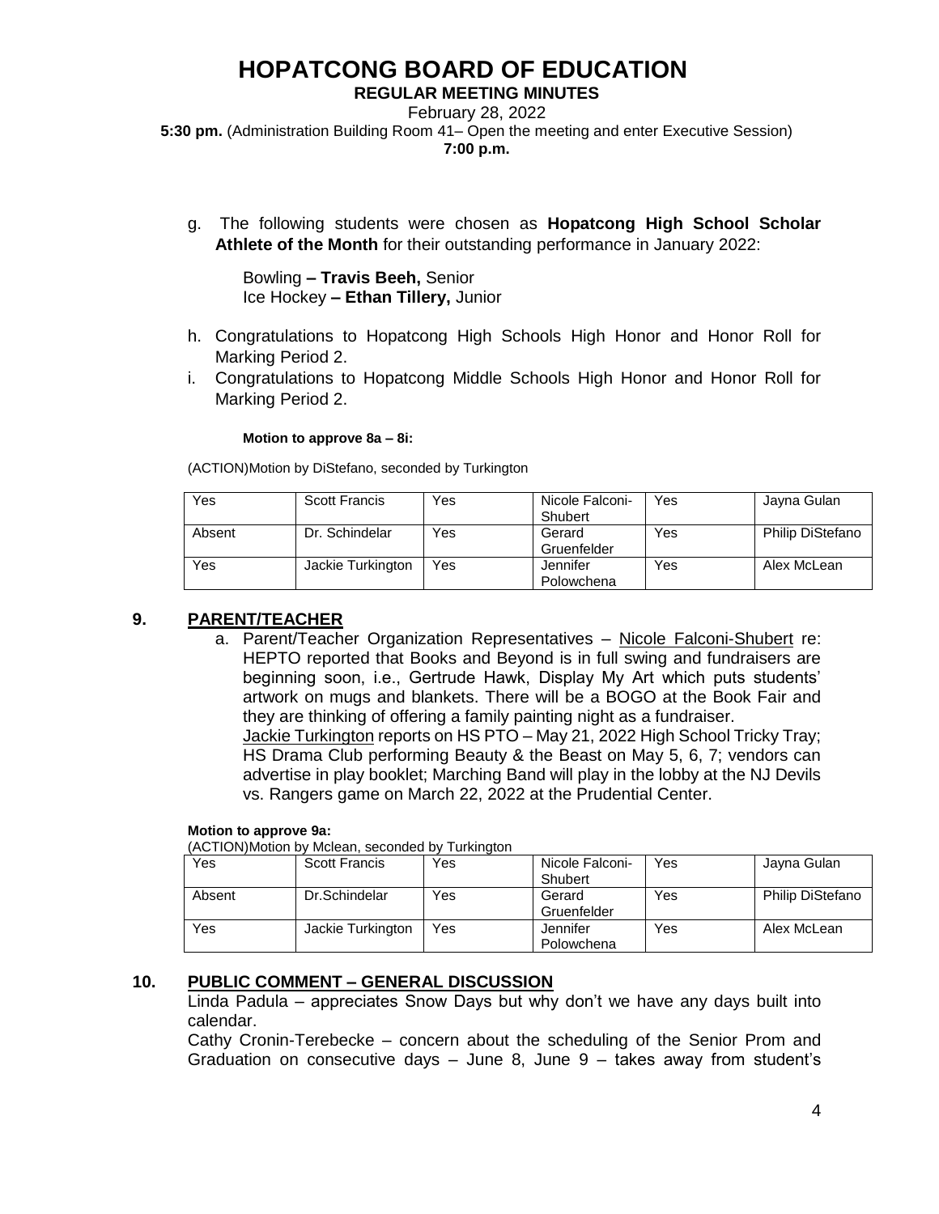g. The following students were chosen as **Hopatcong High School Scholar Athlete of the Month** for their outstanding performance in January 2022:

Bowling **– Travis Beeh,** Senior
Ice Hockey **– Ethan Tillery,** Junior

h. Congratulations to Hopatcong High Schools High Honor and Honor Roll for Marking Period 2.

i. Congratulations to Hopatcong Middle Schools High Honor and Honor Roll for Marking Period 2.

**Motion to approve 8a – 8i:**

(ACTION)Motion by DiStefano, seconded by Turkington

| Yes | Scott Francis | Yes | Nicole Falconi-Shubert | Yes | Jayna Gulan |
|---|---|---|---|---|---|
| Absent | Dr. Schindelar | Yes | Gerard Gruenfelder | Yes | Philip DiStefano |
| Yes | Jackie Turkington | Yes | Jennifer Polowchena | Yes | Alex McLean |

## 9. PARENT/TEACHER

a. Parent/Teacher Organization Representatives – Nicole Falconi-Shubert re: HEPTO reported that Books and Beyond is in full swing and fundraisers are beginning soon, i.e., Gertrude Hawk, Display My Art which puts students' artwork on mugs and blankets. There will be a BOGO at the Book Fair and they are thinking of offering a family painting night as a fundraiser.
Jackie Turkington reports on HS PTO – May 21, 2022 High School Tricky Tray; HS Drama Club performing Beauty & the Beast on May 5, 6, 7; vendors can advertise in play booklet; Marching Band will play in the lobby at the NJ Devils vs. Rangers game on March 22, 2022 at the Prudential Center.

**Motion to approve 9a:**

(ACTION)Motion by Mclean, seconded by Turkington

| Yes | Scott Francis | Yes | Nicole Falconi-Shubert | Yes | Jayna Gulan |
|---|---|---|---|---|---|
| Absent | Dr.Schindelar | Yes | Gerard Gruenfelder | Yes | Philip DiStefano |
| Yes | Jackie Turkington | Yes | Jennifer Polowchena | Yes | Alex McLean |

## 10. PUBLIC COMMENT – GENERAL DISCUSSION

Linda Padula – appreciates Snow Days but why don't we have any days built into calendar.
Cathy Cronin-Terebecke – concern about the scheduling of the Senior Prom and Graduation on consecutive days – June 8, June 9 – takes away from student's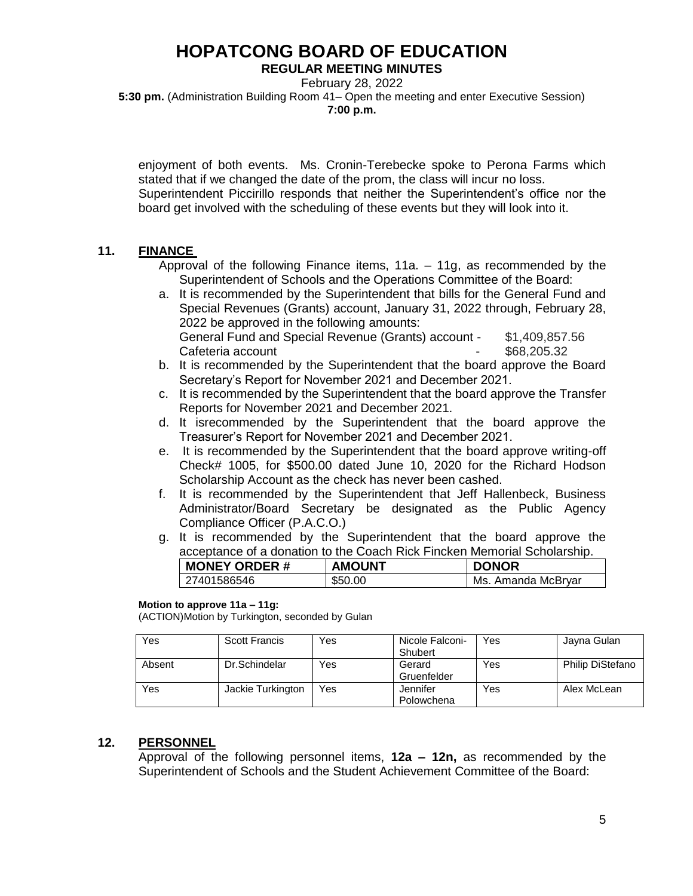enjoyment of both events. Ms. Cronin-Terebecke spoke to Perona Farms which stated that if we changed the date of the prom, the class will incur no loss. Superintendent Piccirillo responds that neither the Superintendent's office nor the board get involved with the scheduling of these events but they will look into it.

## 11. FINANCE

Approval of the following Finance items, 11a. – 11g, as recommended by the Superintendent of Schools and the Operations Committee of the Board:

a. It is recommended by the Superintendent that bills for the General Fund and Special Revenues (Grants) account, January 31, 2022 through, February 28, 2022 be approved in the following amounts:
   General Fund and Special Revenue (Grants) account - $1,409,857.56
   Cafeteria account - $68,205.32
b. It is recommended by the Superintendent that the board approve the Board Secretary's Report for November 2021 and December 2021.
c. It is recommended by the Superintendent that the board approve the Transfer Reports for November 2021 and December 2021.
d. It isrecommended by the Superintendent that the board approve the Treasurer's Report for November 2021 and December 2021.
e. It is recommended by the Superintendent that the board approve writing-off Check# 1005, for $500.00 dated June 10, 2020 for the Richard Hodson Scholarship Account as the check has never been cashed.
f. It is recommended by the Superintendent that Jeff Hallenbeck, Business Administrator/Board Secretary be designated as the Public Agency Compliance Officer (P.A.C.O.)
g. It is recommended by the Superintendent that the board approve the acceptance of a donation to the Coach Rick Fincken Memorial Scholarship.

| MONEY ORDER # | AMOUNT | DONOR |
|---|---|---|
| 27401586546 | $50.00 | Ms. Amanda McBryar |

**Motion to approve 11a – 11g:**
(ACTION)Motion by Turkington, seconded by Gulan

| | | | | | |
|---|---|---|---|---|---|
| Yes | Scott Francis | Yes | Nicole Falconi-Shubert | Yes | Jayna Gulan |
| Absent | Dr.Schindelar | Yes | Gerard Gruenfelder | Yes | Philip DiStefano |
| Yes | Jackie Turkington | Yes | Jennifer Polowchena | Yes | Alex McLean |

## 12. PERSONNEL

Approval of the following personnel items, **12a – 12n,** as recommended by the Superintendent of Schools and the Student Achievement Committee of the Board: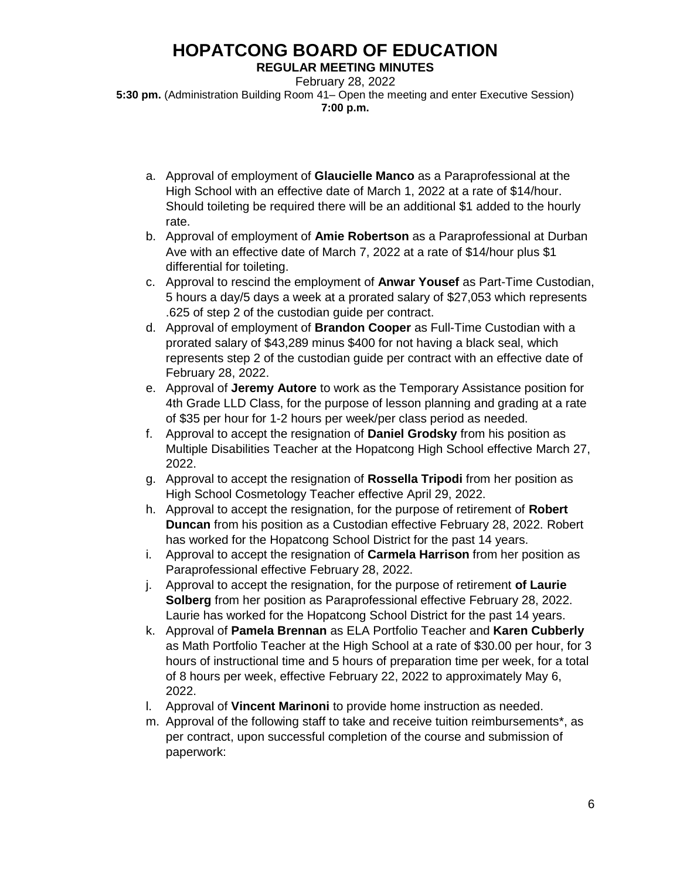# HOPATCONG BOARD OF EDUCATION

**REGULAR MEETING MINUTES**

February 28, 2022

**5:30 pm.** (Administration Building Room 41– Open the meeting and enter Executive Session)

**7:00 p.m.**

a. Approval of employment of **Glaucielle Manco** as a Paraprofessional at the High School with an effective date of March 1, 2022 at a rate of $14/hour. Should toileting be required there will be an additional $1 added to the hourly rate.
b. Approval of employment of **Amie Robertson** as a Paraprofessional at Durban Ave with an effective date of March 7, 2022 at a rate of $14/hour plus $1 differential for toileting.
c. Approval to rescind the employment of **Anwar Yousef** as Part-Time Custodian, 5 hours a day/5 days a week at a prorated salary of $27,053 which represents .625 of step 2 of the custodian guide per contract.
d. Approval of employment of **Brandon Cooper** as Full-Time Custodian with a prorated salary of $43,289 minus $400 for not having a black seal, which represents step 2 of the custodian guide per contract with an effective date of February 28, 2022.
e. Approval of **Jeremy Autore** to work as the Temporary Assistance position for 4th Grade LLD Class, for the purpose of lesson planning and grading at a rate of $35 per hour for 1-2 hours per week/per class period as needed.
f. Approval to accept the resignation of **Daniel Grodsky** from his position as Multiple Disabilities Teacher at the Hopatcong High School effective March 27, 2022.
g. Approval to accept the resignation of **Rossella Tripodi** from her position as High School Cosmetology Teacher effective April 29, 2022.
h. Approval to accept the resignation, for the purpose of retirement of **Robert Duncan** from his position as a Custodian effective February 28, 2022. Robert has worked for the Hopatcong School District for the past 14 years.
i. Approval to accept the resignation of **Carmela Harrison** from her position as Paraprofessional effective February 28, 2022.
j. Approval to accept the resignation, for the purpose of retirement **of Laurie Solberg** from her position as Paraprofessional effective February 28, 2022. Laurie has worked for the Hopatcong School District for the past 14 years.
k. Approval of **Pamela Brennan** as ELA Portfolio Teacher and **Karen Cubberly** as Math Portfolio Teacher at the High School at a rate of $30.00 per hour, for 3 hours of instructional time and 5 hours of preparation time per week, for a total of 8 hours per week, effective February 22, 2022 to approximately May 6, 2022.
l. Approval of **Vincent Marinoni** to provide home instruction as needed.
m. Approval of the following staff to take and receive tuition reimbursements*, as per contract, upon successful completion of the course and submission of paperwork: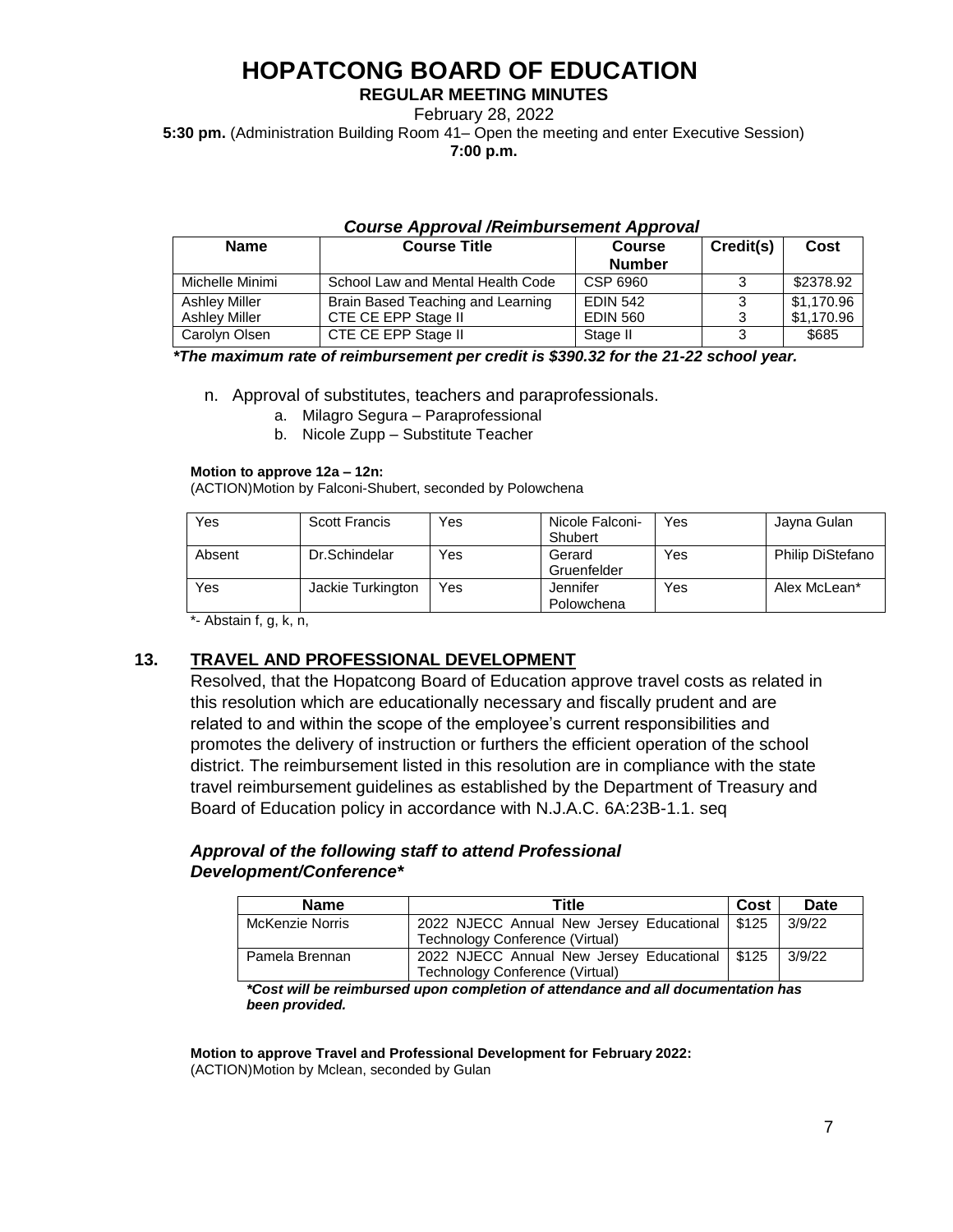# HOPATCONG BOARD OF EDUCATION

**REGULAR MEETING MINUTES**

February 28, 2022

**5:30 pm.** (Administration Building Room 41– Open the meeting and enter Executive Session)

**7:00 p.m.**

***Course Approval /Reimbursement Approval***

| Name | Course Title | Course Number | Credit(s) | Cost |
|---|---|---|---|---|
| Michelle Minimi | School Law and Mental Health Code | CSP 6960 | 3 | $2378.92 |
| Ashley Miller<br>Ashley Miller | Brain Based Teaching and Learning<br>CTE CE EPP Stage II | EDIN 542<br>EDIN 560 | 3<br>3 | $1,170.96<br>$1,170.96 |
| Carolyn Olsen | CTE CE EPP Stage II | Stage II | 3 | $685 |

***The maximum rate of reimbursement per credit is $390.32 for the 21-22 school year.***

n. Approval of substitutes, teachers and paraprofessionals.
   a. Milagro Segura – Paraprofessional
   b. Nicole Zupp – Substitute Teacher

**Motion to approve 12a – 12n:**
(ACTION)Motion by Falconi-Shubert, seconded by Polowchena

| Yes | Scott Francis | Yes | Nicole Falconi-Shubert | Yes | Jayna Gulan |
|---|---|---|---|---|---|
| Absent | Dr.Schindelar | Yes | Gerard Gruenfelder | Yes | Philip DiStefano |
| Yes | Jackie Turkington | Yes | Jennifer Polowchena | Yes | Alex McLean* |

*- Abstain f, g, k, n,

## 13. TRAVEL AND PROFESSIONAL DEVELOPMENT

Resolved, that the Hopatcong Board of Education approve travel costs as related in this resolution which are educationally necessary and fiscally prudent and are related to and within the scope of the employee's current responsibilities and promotes the delivery of instruction or furthers the efficient operation of the school district. The reimbursement listed in this resolution are in compliance with the state travel reimbursement guidelines as established by the Department of Treasury and Board of Education policy in accordance with N.J.A.C. 6A:23B-1.1. seq

***Approval of the following staff to attend Professional Development/Conference****

| Name | Title | Cost | Date |
|---|---|---|---|
| McKenzie Norris | 2022 NJECC Annual New Jersey Educational Technology Conference (Virtual) | $125 | 3/9/22 |
| Pamela Brennan | 2022 NJECC Annual New Jersey Educational Technology Conference (Virtual) | $125 | 3/9/22 |

***Cost will be reimbursed upon completion of attendance and all documentation has been provided.***

**Motion to approve Travel and Professional Development for February 2022:**
(ACTION)Motion by Mclean, seconded by Gulan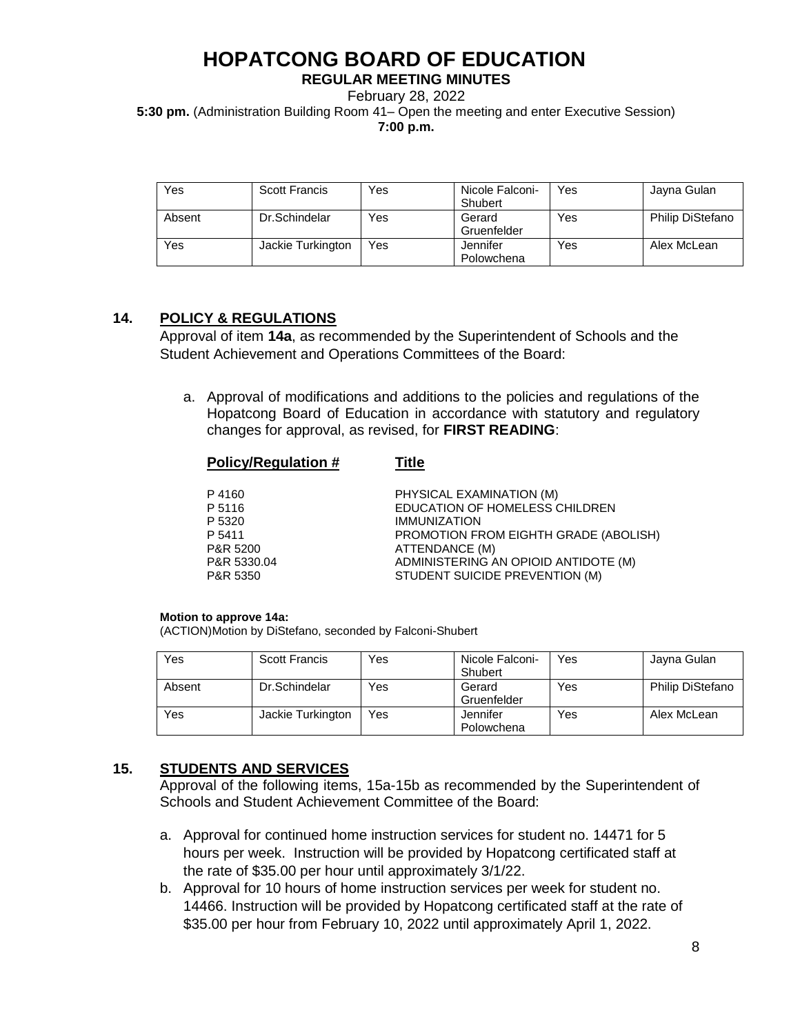# HOPATCONG BOARD OF EDUCATION

**REGULAR MEETING MINUTES**

February 28, 2022

**5:30 pm.** (Administration Building Room 41– Open the meeting and enter Executive Session)

**7:00 p.m.**

| Yes | Scott Francis | Yes | Nicole Falconi-Shubert | Yes | Jayna Gulan |
|---|---|---|---|---|---|
| Absent | Dr.Schindelar | Yes | Gerard Gruenfelder | Yes | Philip DiStefano |
| Yes | Jackie Turkington | Yes | Jennifer Polowchena | Yes | Alex McLean |

## 14. POLICY & REGULATIONS

Approval of item **14a**, as recommended by the Superintendent of Schools and the Student Achievement and Operations Committees of the Board:

a. Approval of modifications and additions to the policies and regulations of the Hopatcong Board of Education in accordance with statutory and regulatory changes for approval, as revised, for **FIRST READING**:

| Policy/Regulation # | Title |
|---|---|
| P 4160 | PHYSICAL EXAMINATION (M) |
| P 5116 | EDUCATION OF HOMELESS CHILDREN |
| P 5320 | IMMUNIZATION |
| P 5411 | PROMOTION FROM EIGHTH GRADE (ABOLISH) |
| P&R 5200 | ATTENDANCE (M) |
| P&R 5330.04 | ADMINISTERING AN OPIOID ANTIDOTE (M) |
| P&R 5350 | STUDENT SUICIDE PREVENTION (M) |

**Motion to approve 14a:**

(ACTION)Motion by DiStefano, seconded by Falconi-Shubert

| Yes | Scott Francis | Yes | Nicole Falconi-Shubert | Yes | Jayna Gulan |
|---|---|---|---|---|---|
| Absent | Dr.Schindelar | Yes | Gerard Gruenfelder | Yes | Philip DiStefano |
| Yes | Jackie Turkington | Yes | Jennifer Polowchena | Yes | Alex McLean |

## 15. STUDENTS AND SERVICES

Approval of the following items, 15a-15b as recommended by the Superintendent of Schools and Student Achievement Committee of the Board:

a. Approval for continued home instruction services for student no. 14471 for 5 hours per week. Instruction will be provided by Hopatcong certificated staff at the rate of $35.00 per hour until approximately 3/1/22.

b. Approval for 10 hours of home instruction services per week for student no. 14466. Instruction will be provided by Hopatcong certificated staff at the rate of $35.00 per hour from February 10, 2022 until approximately April 1, 2022.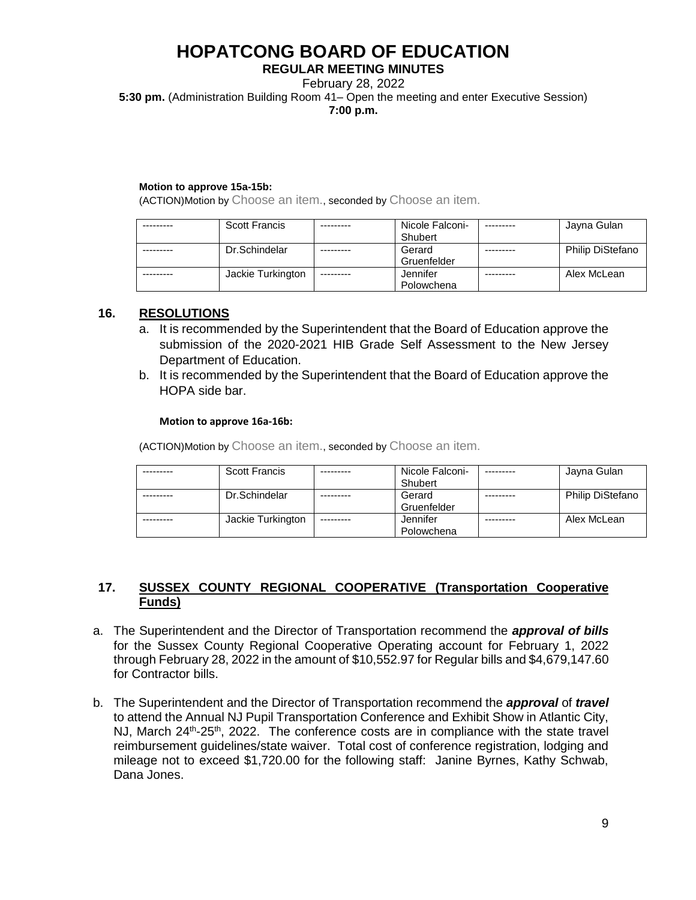# HOPATCONG BOARD OF EDUCATION

**REGULAR MEETING MINUTES**

February 28, 2022

**5:30 pm.** (Administration Building Room 41– Open the meeting and enter Executive Session)

**7:00 p.m.**

**Motion to approve 15a-15b:**

(ACTION)Motion by Choose an item., seconded by Choose an item.

| --------- | Scott Francis | --------- | Nicole Falconi-Shubert | --------- | Jayna Gulan |
|---|---|---|---|---|---|
| --------- | Dr.Schindelar | --------- | Gerard Gruenfelder | --------- | Philip DiStefano |
| --------- | Jackie Turkington | --------- | Jennifer Polowchena | --------- | Alex McLean |

## 16. RESOLUTIONS

a. It is recommended by the Superintendent that the Board of Education approve the submission of the 2020-2021 HIB Grade Self Assessment to the New Jersey Department of Education.

b. It is recommended by the Superintendent that the Board of Education approve the HOPA side bar.

**Motion to approve 16a-16b:**

(ACTION)Motion by Choose an item., seconded by Choose an item.

| --------- | Scott Francis | --------- | Nicole Falconi-Shubert | --------- | Jayna Gulan |
|---|---|---|---|---|---|
| --------- | Dr.Schindelar | --------- | Gerard Gruenfelder | --------- | Philip DiStefano |
| --------- | Jackie Turkington | --------- | Jennifer Polowchena | --------- | Alex McLean |

## 17. SUSSEX COUNTY REGIONAL COOPERATIVE (Transportation Cooperative Funds)

a. The Superintendent and the Director of Transportation recommend the ***approval of bills*** for the Sussex County Regional Cooperative Operating account for February 1, 2022 through February 28, 2022 in the amount of $10,552.97 for Regular bills and $4,679,147.60 for Contractor bills.

b. The Superintendent and the Director of Transportation recommend the ***approval*** of ***travel*** to attend the Annual NJ Pupil Transportation Conference and Exhibit Show in Atlantic City, NJ, March 24th-25th, 2022. The conference costs are in compliance with the state travel reimbursement guidelines/state waiver. Total cost of conference registration, lodging and mileage not to exceed $1,720.00 for the following staff: Janine Byrnes, Kathy Schwab, Dana Jones.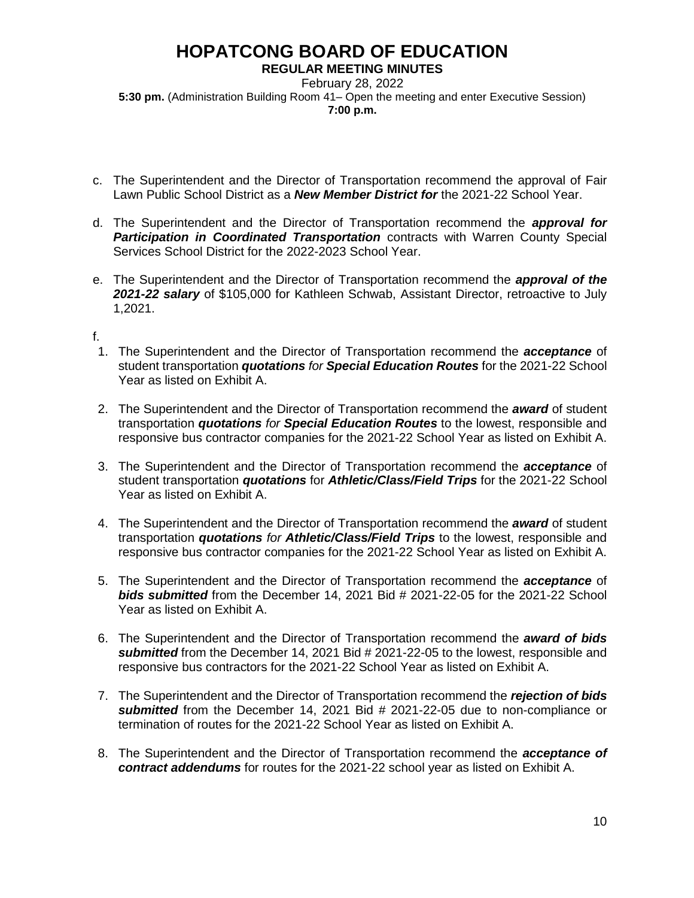c. The Superintendent and the Director of Transportation recommend the approval of Fair Lawn Public School District as a ***New Member District for*** the 2021-22 School Year.

d. The Superintendent and the Director of Transportation recommend the ***approval for Participation in Coordinated Transportation*** contracts with Warren County Special Services School District for the 2022-2023 School Year.

e. The Superintendent and the Director of Transportation recommend the ***approval of the 2021-22 salary*** of $105,000 for Kathleen Schwab, Assistant Director, retroactive to July 1,2021.

f.

1. The Superintendent and the Director of Transportation recommend the ***acceptance*** of student transportation ***quotations*** *for* ***Special Education Routes*** for the 2021-22 School Year as listed on Exhibit A.

2. The Superintendent and the Director of Transportation recommend the ***award*** of student transportation ***quotations*** *for* ***Special Education Routes*** to the lowest, responsible and responsive bus contractor companies for the 2021-22 School Year as listed on Exhibit A.

3. The Superintendent and the Director of Transportation recommend the ***acceptance*** of student transportation ***quotations*** for ***Athletic/Class/Field Trips*** for the 2021-22 School Year as listed on Exhibit A.

4. The Superintendent and the Director of Transportation recommend the ***award*** of student transportation ***quotations*** *for* ***Athletic/Class/Field Trips*** to the lowest, responsible and responsive bus contractor companies for the 2021-22 School Year as listed on Exhibit A.

5. The Superintendent and the Director of Transportation recommend the ***acceptance*** of ***bids submitted*** from the December 14, 2021 Bid # 2021-22-05 for the 2021-22 School Year as listed on Exhibit A.

6. The Superintendent and the Director of Transportation recommend the ***award of bids submitted*** from the December 14, 2021 Bid # 2021-22-05 to the lowest, responsible and responsive bus contractors for the 2021-22 School Year as listed on Exhibit A.

7. The Superintendent and the Director of Transportation recommend the ***rejection of bids submitted*** from the December 14, 2021 Bid # 2021-22-05 due to non-compliance or termination of routes for the 2021-22 School Year as listed on Exhibit A.

8. The Superintendent and the Director of Transportation recommend the ***acceptance of contract addendums*** for routes for the 2021-22 school year as listed on Exhibit A.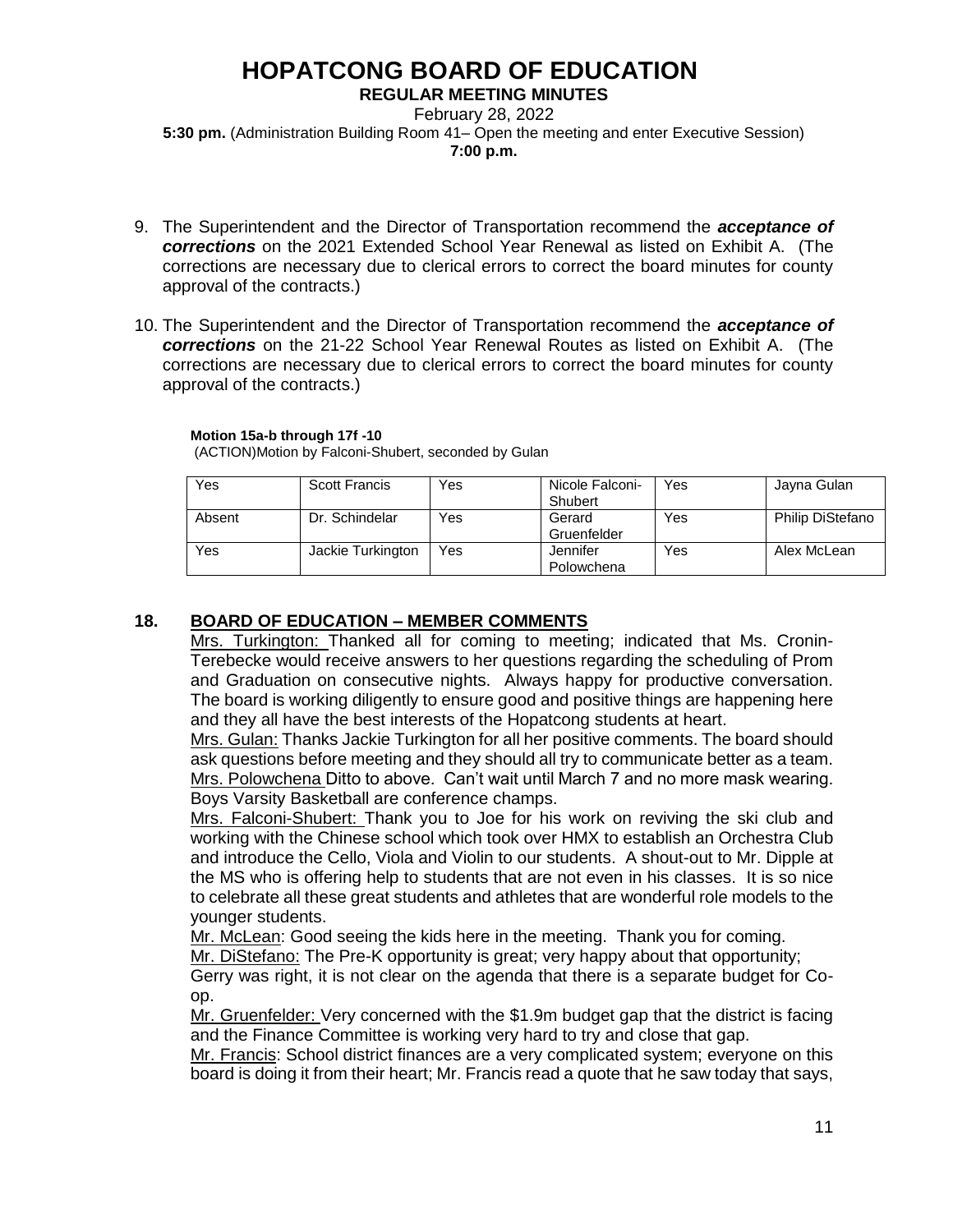# HOPATCONG BOARD OF EDUCATION

**REGULAR MEETING MINUTES**

February 28, 2022

**5:30 pm.** (Administration Building Room 41– Open the meeting and enter Executive Session)

**7:00 p.m.**

9. The Superintendent and the Director of Transportation recommend the ***acceptance of corrections*** on the 2021 Extended School Year Renewal as listed on Exhibit A. (The corrections are necessary due to clerical errors to correct the board minutes for county approval of the contracts.)

10. The Superintendent and the Director of Transportation recommend the ***acceptance of corrections*** on the 21-22 School Year Renewal Routes as listed on Exhibit A. (The corrections are necessary due to clerical errors to correct the board minutes for county approval of the contracts.)

**Motion 15a-b through 17f -10**
(ACTION)Motion by Falconi-Shubert, seconded by Gulan

| Yes | Scott Francis | Yes | Nicole Falconi-Shubert | Yes | Jayna Gulan |
|---|---|---|---|---|---|
| Absent | Dr. Schindelar | Yes | Gerard Gruenfelder | Yes | Philip DiStefano |
| Yes | Jackie Turkington | Yes | Jennifer Polowchena | Yes | Alex McLean |

## 18. BOARD OF EDUCATION – MEMBER COMMENTS

Mrs. Turkington: Thanked all for coming to meeting; indicated that Ms. Cronin-Terebecke would receive answers to her questions regarding the scheduling of Prom and Graduation on consecutive nights. Always happy for productive conversation. The board is working diligently to ensure good and positive things are happening here and they all have the best interests of the Hopatcong students at heart.

Mrs. Gulan: Thanks Jackie Turkington for all her positive comments. The board should ask questions before meeting and they should all try to communicate better as a team.

Mrs. Polowchena Ditto to above. Can't wait until March 7 and no more mask wearing. Boys Varsity Basketball are conference champs.

Mrs. Falconi-Shubert: Thank you to Joe for his work on reviving the ski club and working with the Chinese school which took over HMX to establish an Orchestra Club and introduce the Cello, Viola and Violin to our students. A shout-out to Mr. Dipple at the MS who is offering help to students that are not even in his classes. It is so nice to celebrate all these great students and athletes that are wonderful role models to the younger students.

Mr. McLean: Good seeing the kids here in the meeting. Thank you for coming.

Mr. DiStefano: The Pre-K opportunity is great; very happy about that opportunity; Gerry was right, it is not clear on the agenda that there is a separate budget for Co-op.

Mr. Gruenfelder: Very concerned with the $1.9m budget gap that the district is facing and the Finance Committee is working very hard to try and close that gap.

Mr. Francis: School district finances are a very complicated system; everyone on this board is doing it from their heart; Mr. Francis read a quote that he saw today that says,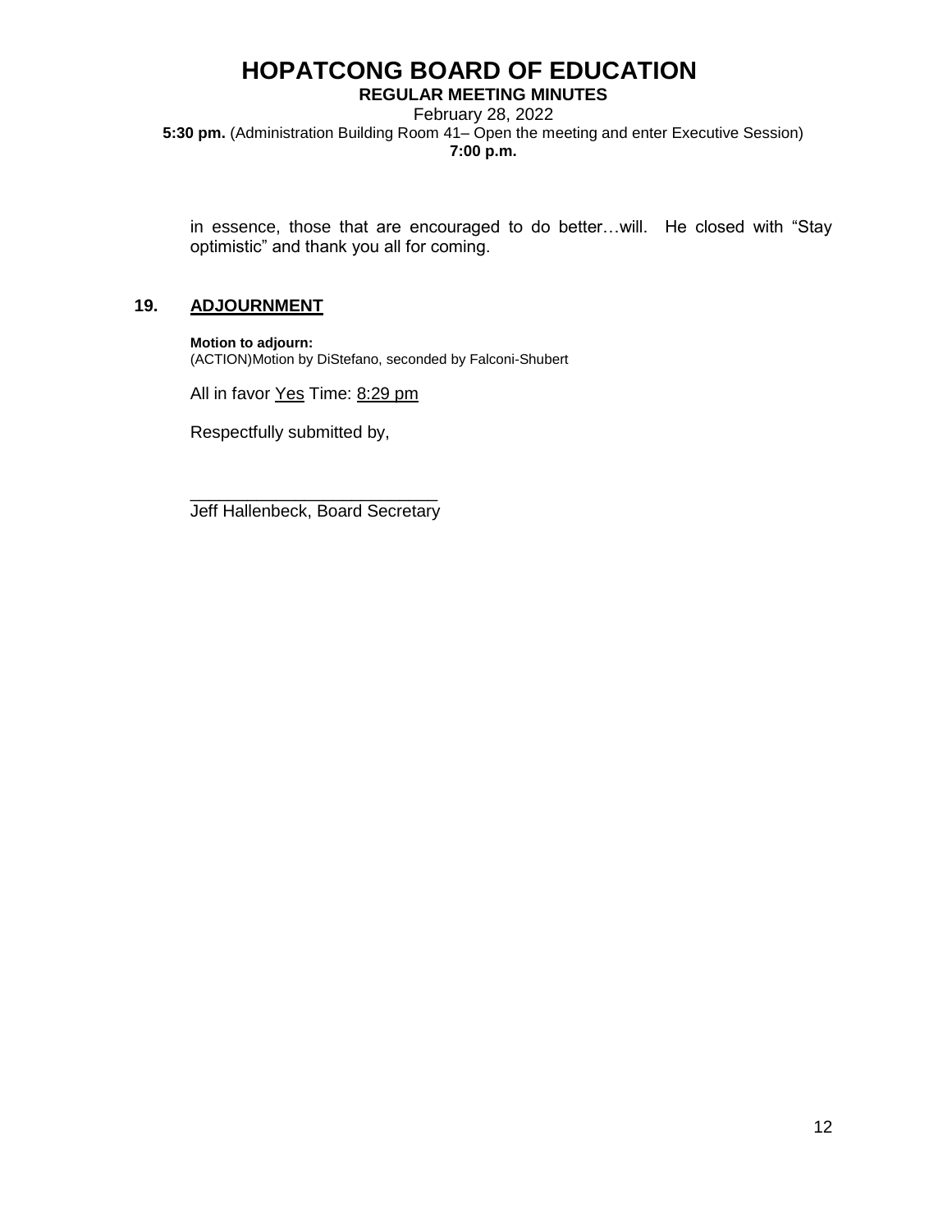in essence, those that are encouraged to do better…will. He closed with "Stay optimistic" and thank you all for coming.

## 19. ADJOURNMENT

**Motion to adjourn:**
(ACTION)Motion by DiStefano, seconded by Falconi-Shubert

All in favor Yes Time: 8:29 pm

Respectfully submitted by,

___________________________
Jeff Hallenbeck, Board Secretary